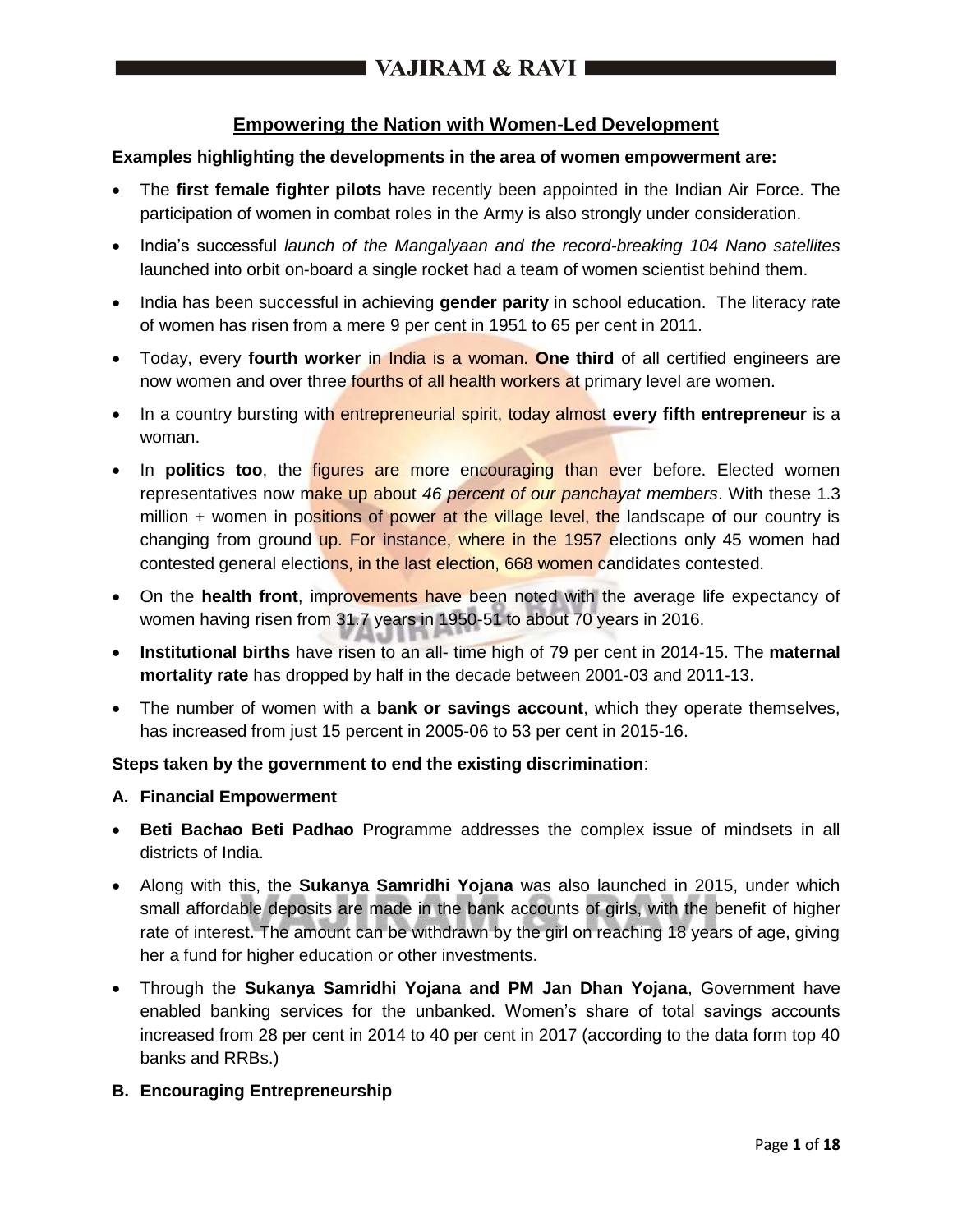## Empowering the Nation with Women-Led Development

**Examples highlighting the developments in the area of women empowerment are:**

- The **first female fighter pilots** have recently been appointed in the Indian Air Force. The participation of women in combat roles in the Army is also strongly under consideration.
- India's successful *launch of the Mangalyaan and the record-breaking 104 Nano satellites* launched into orbit on-board a single rocket had a team of women scientist behind them.
- India has been successful in achieving **gender parity** in school education. The literacy rate of women has risen from a mere 9 per cent in 1951 to 65 per cent in 2011.
- Today, every **fourth worker** in India is a woman. **One third** of all certified engineers are now women and over three fourths of all health workers at primary level are women.
- In a country bursting with entrepreneurial spirit, today almost **every fifth entrepreneur** is a woman.
- In **politics too**, the figures are more encouraging than ever before. Elected women representatives now make up about *46 percent of our panchayat members*. With these 1.3 million + women in positions of power at the village level, the landscape of our country is changing from ground up. For instance, where in the 1957 elections only 45 women had contested general elections, in the last election, 668 women candidates contested.
- On the **health front**, improvements have been noted with the average life expectancy of women having risen from 31.7 years in 1950-51 to about 70 years in 2016.
- **Institutional births** have risen to an all- time high of 79 per cent in 2014-15. The **maternal mortality rate** has dropped by half in the decade between 2001-03 and 2011-13.
- The number of women with a **bank or savings account**, which they operate themselves, has increased from just 15 percent in 2005-06 to 53 per cent in 2015-16.

**Steps taken by the government to end the existing discrimination**:

**A. Financial Empowerment**

- **Beti Bachao Beti Padhao** Programme addresses the complex issue of mindsets in all districts of India.
- Along with this, the **Sukanya Samridhi Yojana** was also launched in 2015, under which small affordable deposits are made in the bank accounts of girls, with the benefit of higher rate of interest. The amount can be withdrawn by the girl on reaching 18 years of age, giving her a fund for higher education or other investments.
- Through the **Sukanya Samridhi Yojana and PM Jan Dhan Yojana**, Government have enabled banking services for the unbanked. Women's share of total savings accounts increased from 28 per cent in 2014 to 40 per cent in 2017 (according to the data form top 40 banks and RRBs.)

**B. Encouraging Entrepreneurship**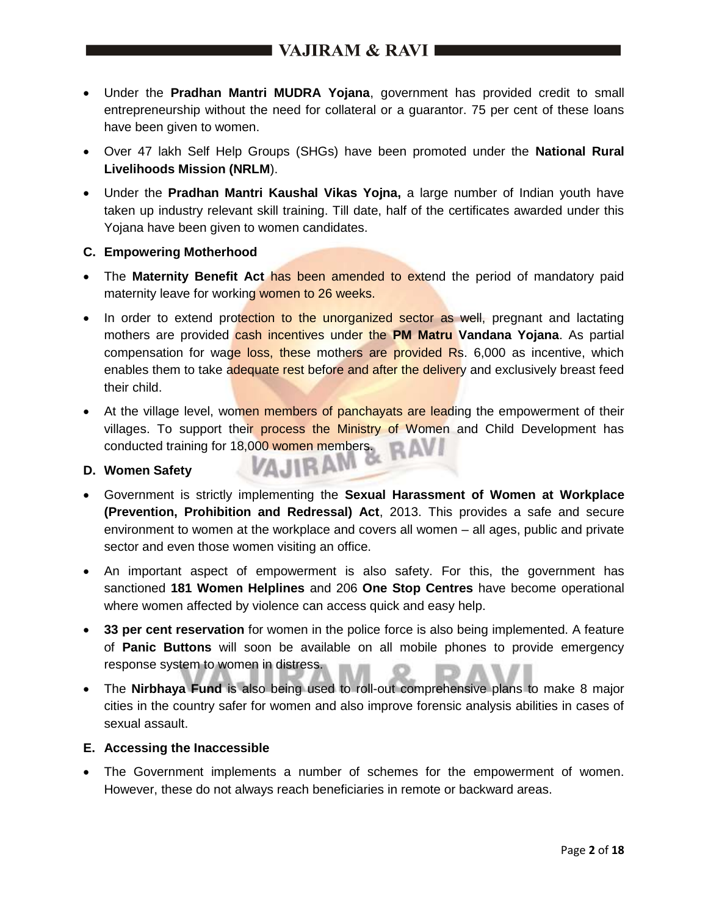- Under the **Pradhan Mantri MUDRA Yojana**, government has provided credit to small entrepreneurship without the need for collateral or a guarantor. 75 per cent of these loans have been given to women.
- Over 47 lakh Self Help Groups (SHGs) have been promoted under the **National Rural Livelihoods Mission (NRLM**).
- Under the **Pradhan Mantri Kaushal Vikas Yojna,** a large number of Indian youth have taken up industry relevant skill training. Till date, half of the certificates awarded under this Yojana have been given to women candidates.

**C. Empowering Motherhood**

- The **Maternity Benefit Act** has been amended to extend the period of mandatory paid maternity leave for working women to 26 weeks.
- In order to extend protection to the unorganized sector as well, pregnant and lactating mothers are provided cash incentives under the **PM Matru Vandana Yojana**. As partial compensation for wage loss, these mothers are provided Rs. 6,000 as incentive, which enables them to take adequate rest before and after the delivery and exclusively breast feed their child.
- At the village level, women members of panchayats are leading the empowerment of their villages. To support their process the Ministry of Women and Child Development has conducted training for 18,000 women members.

**D. Women Safety**

- Government is strictly implementing the **Sexual Harassment of Women at Workplace (Prevention, Prohibition and Redressal) Act**, 2013. This provides a safe and secure environment to women at the workplace and covers all women – all ages, public and private sector and even those women visiting an office.
- An important aspect of empowerment is also safety. For this, the government has sanctioned **181 Women Helplines** and 206 **One Stop Centres** have become operational where women affected by violence can access quick and easy help.
- **33 per cent reservation** for women in the police force is also being implemented. A feature of **Panic Buttons** will soon be available on all mobile phones to provide emergency response system to women in distress.
- The **Nirbhaya Fund** is also being used to roll-out comprehensive plans to make 8 major cities in the country safer for women and also improve forensic analysis abilities in cases of sexual assault.

**E. Accessing the Inaccessible**

- The Government implements a number of schemes for the empowerment of women. However, these do not always reach beneficiaries in remote or backward areas.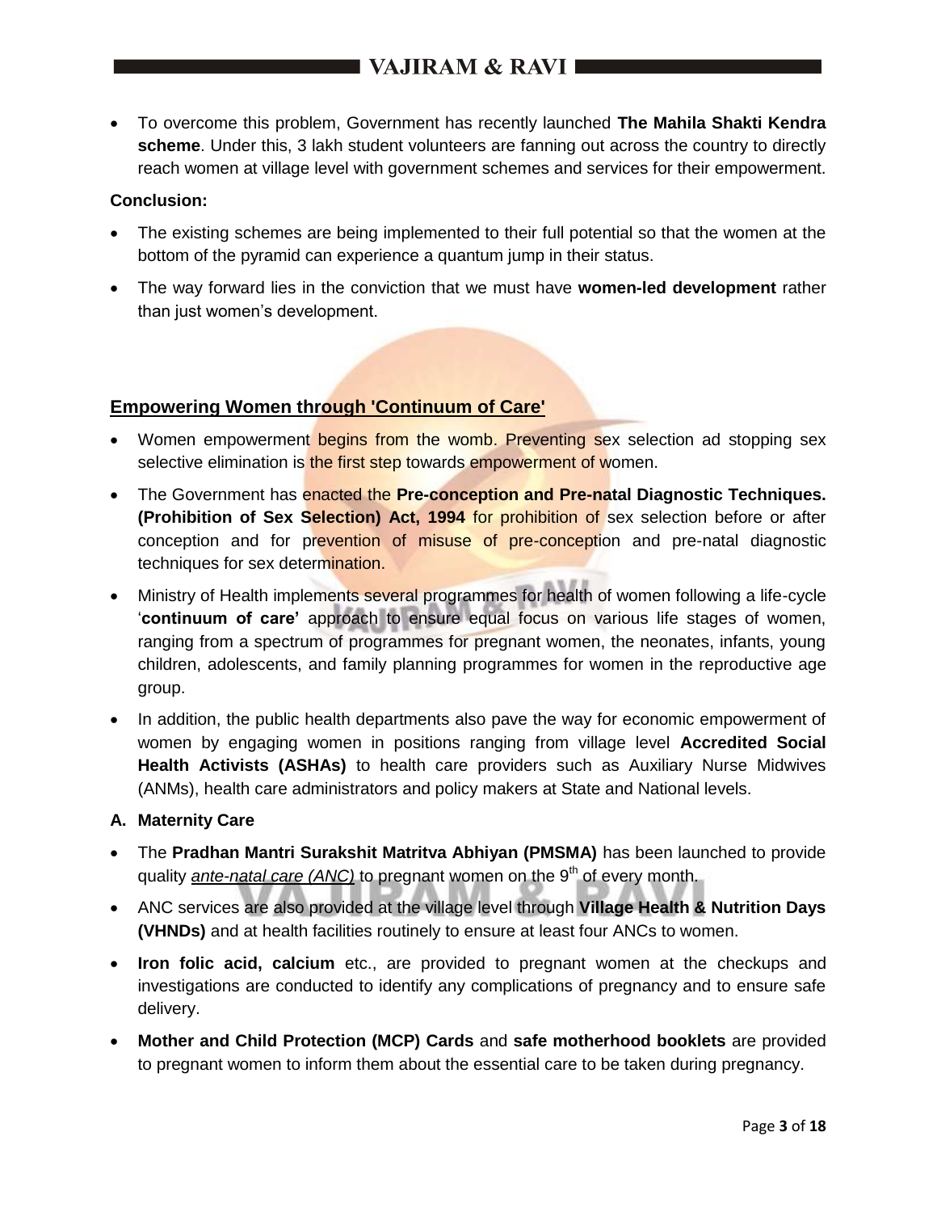- To overcome this problem, Government has recently launched **The Mahila Shakti Kendra scheme**. Under this, 3 lakh student volunteers are fanning out across the country to directly reach women at village level with government schemes and services for their empowerment.

**Conclusion:**

- The existing schemes are being implemented to their full potential so that the women at the bottom of the pyramid can experience a quantum jump in their status.
- The way forward lies in the conviction that we must have **women-led development** rather than just women's development.

## Empowering Women through 'Continuum of Care'

- Women empowerment begins from the womb. Preventing sex selection ad stopping sex selective elimination is the first step towards empowerment of women.
- The Government has enacted the **Pre-conception and Pre-natal Diagnostic Techniques. (Prohibition of Sex Selection) Act, 1994** for prohibition of sex selection before or after conception and for prevention of misuse of pre-conception and pre-natal diagnostic techniques for sex determination.
- Ministry of Health implements several programmes for health of women following a life-cycle '**continuum of care'** approach to ensure equal focus on various life stages of women, ranging from a spectrum of programmes for pregnant women, the neonates, infants, young children, adolescents, and family planning programmes for women in the reproductive age group.
- In addition, the public health departments also pave the way for economic empowerment of women by engaging women in positions ranging from village level **Accredited Social Health Activists (ASHAs)** to health care providers such as Auxiliary Nurse Midwives (ANMs), health care administrators and policy makers at State and National levels.

**A. Maternity Care**

- The **Pradhan Mantri Surakshit Matritva Abhiyan (PMSMA)** has been launched to provide quality *ante-natal care (ANC)* to pregnant women on the 9th of every month.
- ANC services are also provided at the village level through **Village Health & Nutrition Days (VHNDs)** and at health facilities routinely to ensure at least four ANCs to women.
- **Iron folic acid, calcium** etc., are provided to pregnant women at the checkups and investigations are conducted to identify any complications of pregnancy and to ensure safe delivery.
- **Mother and Child Protection (MCP) Cards** and **safe motherhood booklets** are provided to pregnant women to inform them about the essential care to be taken during pregnancy.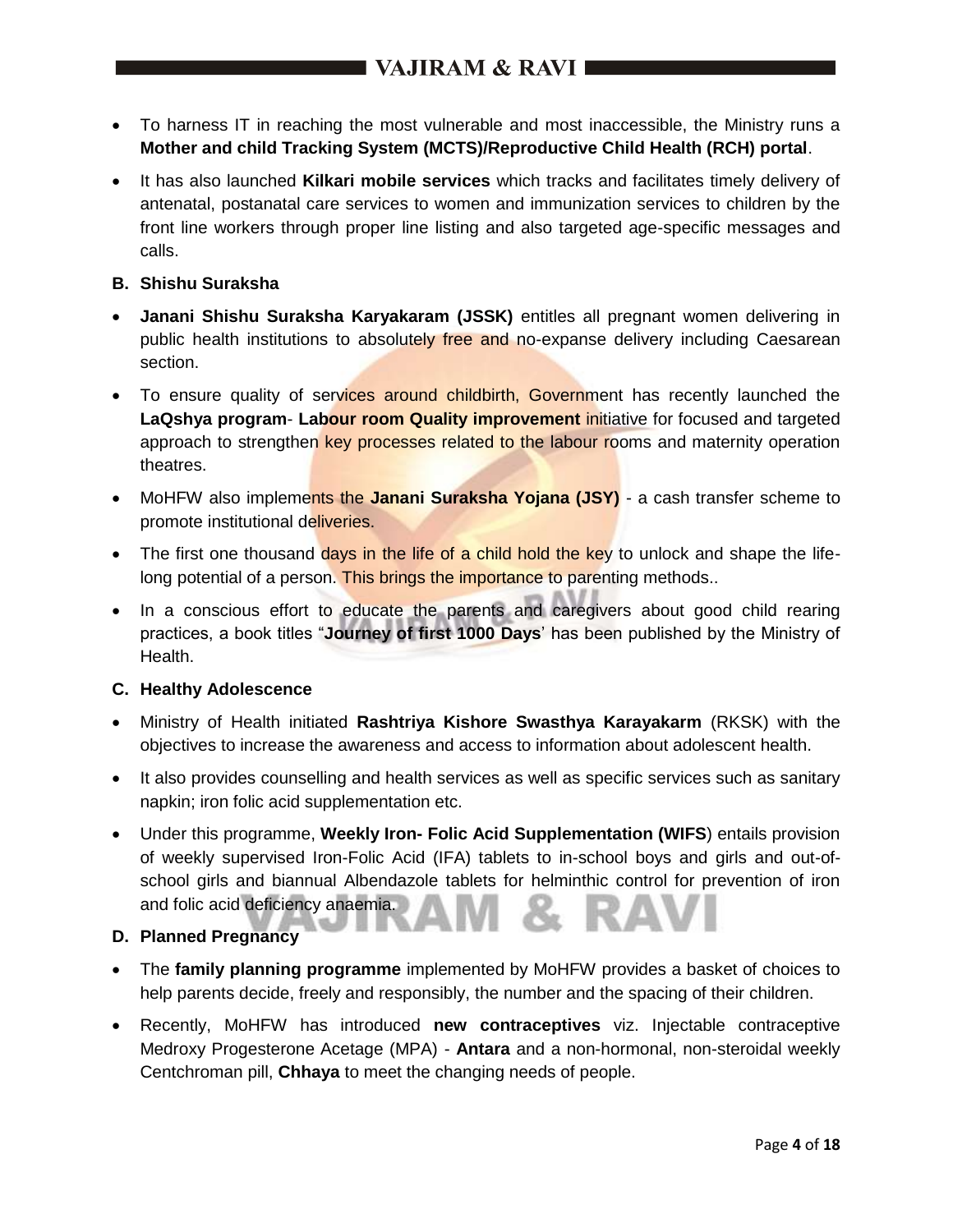- To harness IT in reaching the most vulnerable and most inaccessible, the Ministry runs a **Mother and child Tracking System (MCTS)/Reproductive Child Health (RCH) portal**.
- It has also launched **Kilkari mobile services** which tracks and facilitates timely delivery of antenatal, postanatal care services to women and immunization services to children by the front line workers through proper line listing and also targeted age-specific messages and calls.

**B. Shishu Suraksha**

- **Janani Shishu Suraksha Karyakaram (JSSK)** entitles all pregnant women delivering in public health institutions to absolutely free and no-expanse delivery including Caesarean section.
- To ensure quality of services around childbirth, Government has recently launched the **LaQshya program**- **Labour room Quality improvement** initiative for focused and targeted approach to strengthen key processes related to the labour rooms and maternity operation theatres.
- MoHFW also implements the **Janani Suraksha Yojana (JSY)** - a cash transfer scheme to promote institutional deliveries.
- The first one thousand days in the life of a child hold the key to unlock and shape the life-long potential of a person. This brings the importance to parenting methods..
- In a conscious effort to educate the parents and caregivers about good child rearing practices, a book titles "**Journey of first 1000 Days**' has been published by the Ministry of Health.

**C. Healthy Adolescence**

- Ministry of Health initiated **Rashtriya Kishore Swasthya Karayakarm** (RKSK) with the objectives to increase the awareness and access to information about adolescent health.
- It also provides counselling and health services as well as specific services such as sanitary napkin; iron folic acid supplementation etc.
- Under this programme, **Weekly Iron- Folic Acid Supplementation (WIFS**) entails provision of weekly supervised Iron-Folic Acid (IFA) tablets to in-school boys and girls and out-of-school girls and biannual Albendazole tablets for helminthic control for prevention of iron and folic acid deficiency anaemia.

**D. Planned Pregnancy**

- The **family planning programme** implemented by MoHFW provides a basket of choices to help parents decide, freely and responsibly, the number and the spacing of their children.
- Recently, MoHFW has introduced **new contraceptives** viz. Injectable contraceptive Medroxy Progesterone Acetage (MPA) - **Antara** and a non-hormonal, non-steroidal weekly Centchroman pill, **Chhaya** to meet the changing needs of people.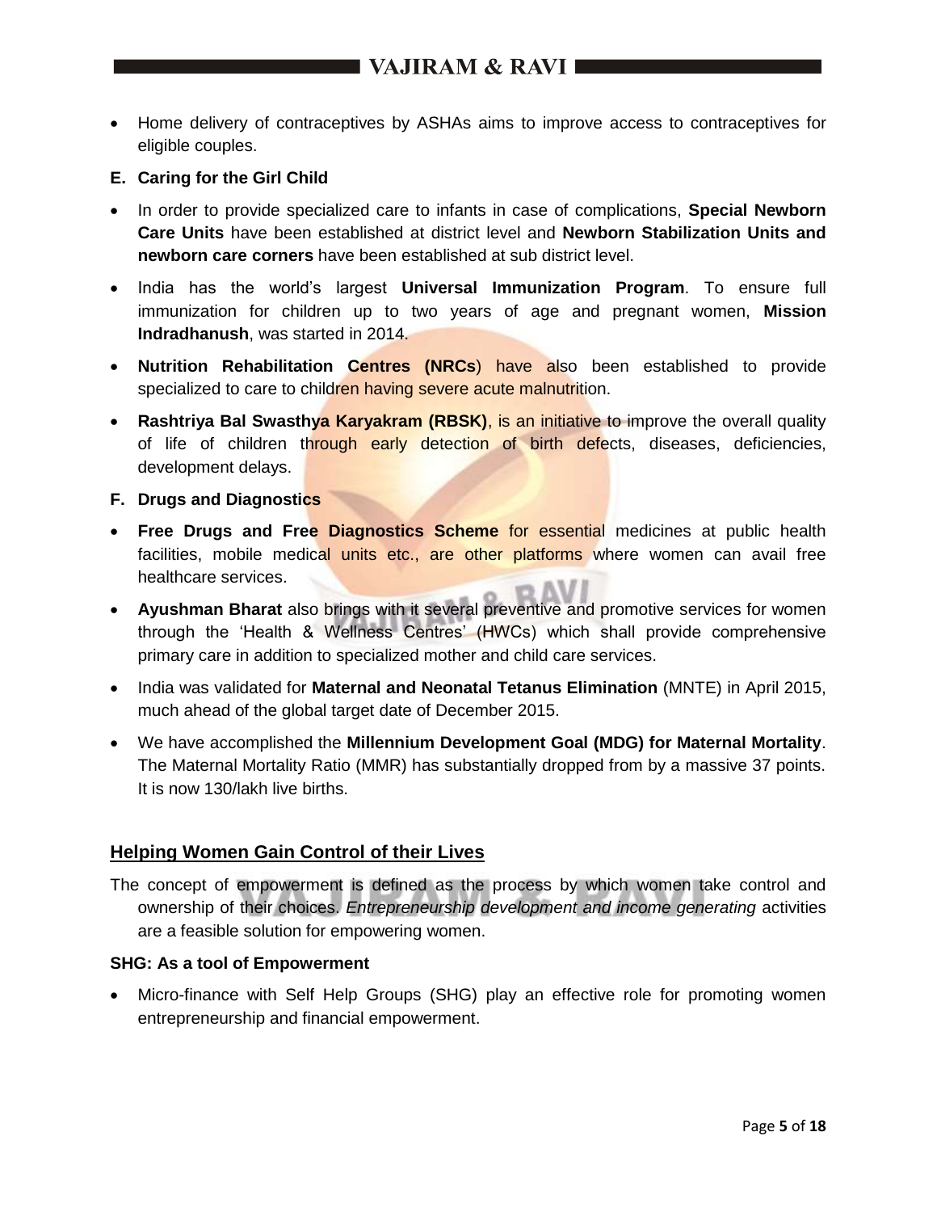- Home delivery of contraceptives by ASHAs aims to improve access to contraceptives for eligible couples.

**E. Caring for the Girl Child**

- In order to provide specialized care to infants in case of complications, **Special Newborn Care Units** have been established at district level and **Newborn Stabilization Units and newborn care corners** have been established at sub district level.
- India has the world's largest **Universal Immunization Program**. To ensure full immunization for children up to two years of age and pregnant women, **Mission Indradhanush**, was started in 2014.
- **Nutrition Rehabilitation Centres (NRCs**) have also been established to provide specialized to care to children having severe acute malnutrition.
- **Rashtriya Bal Swasthya Karyakram (RBSK)**, is an initiative to improve the overall quality of life of children through early detection of birth defects, diseases, deficiencies, development delays.

**F. Drugs and Diagnostics**

- **Free Drugs and Free Diagnostics Scheme** for essential medicines at public health facilities, mobile medical units etc., are other platforms where women can avail free healthcare services.
- **Ayushman Bharat** also brings with it several preventive and promotive services for women through the 'Health & Wellness Centres' (HWCs) which shall provide comprehensive primary care in addition to specialized mother and child care services.
- India was validated for **Maternal and Neonatal Tetanus Elimination** (MNTE) in April 2015, much ahead of the global target date of December 2015.
- We have accomplished the **Millennium Development Goal (MDG) for Maternal Mortality**. The Maternal Mortality Ratio (MMR) has substantially dropped from by a massive 37 points. It is now 130/lakh live births.

## Helping Women Gain Control of their Lives

The concept of empowerment is defined as the process by which women take control and ownership of their choices. *Entrepreneurship development and income generating* activities are a feasible solution for empowering women.

**SHG: As a tool of Empowerment**

- Micro-finance with Self Help Groups (SHG) play an effective role for promoting women entrepreneurship and financial empowerment.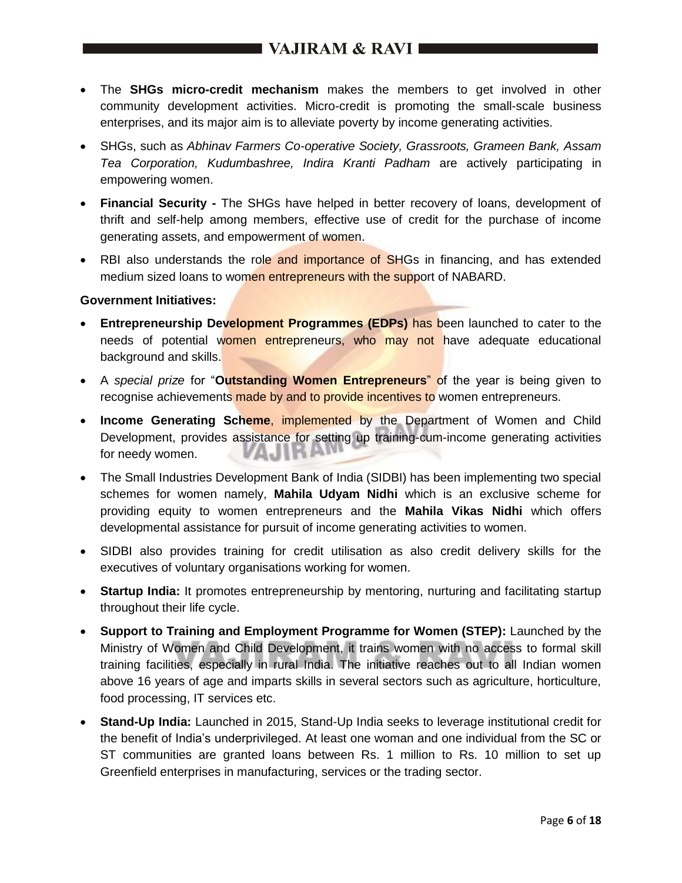- The **SHGs micro-credit mechanism** makes the members to get involved in other community development activities. Micro-credit is promoting the small-scale business enterprises, and its major aim is to alleviate poverty by income generating activities.
- SHGs, such as *Abhinav Farmers Co-operative Society, Grassroots, Grameen Bank, Assam Tea Corporation, Kudumbashree, Indira Kranti Padham* are actively participating in empowering women.
- **Financial Security -** The SHGs have helped in better recovery of loans, development of thrift and self-help among members, effective use of credit for the purchase of income generating assets, and empowerment of women.
- RBI also understands the role and importance of SHGs in financing, and has extended medium sized loans to women entrepreneurs with the support of NABARD.

**Government Initiatives:**

- **Entrepreneurship Development Programmes (EDPs)** has been launched to cater to the needs of potential women entrepreneurs, who may not have adequate educational background and skills.
- A *special prize* for "**Outstanding Women Entrepreneurs**" of the year is being given to recognise achievements made by and to provide incentives to women entrepreneurs.
- **Income Generating Scheme**, implemented by the Department of Women and Child Development, provides assistance for setting up training-cum-income generating activities for needy women.
- The Small Industries Development Bank of India (SIDBI) has been implementing two special schemes for women namely, **Mahila Udyam Nidhi** which is an exclusive scheme for providing equity to women entrepreneurs and the **Mahila Vikas Nidhi** which offers developmental assistance for pursuit of income generating activities to women.
- SIDBI also provides training for credit utilisation as also credit delivery skills for the executives of voluntary organisations working for women.
- **Startup India:** It promotes entrepreneurship by mentoring, nurturing and facilitating startup throughout their life cycle.
- **Support to Training and Employment Programme for Women (STEP):** Launched by the Ministry of Women and Child Development, it trains women with no access to formal skill training facilities, especially in rural India. The initiative reaches out to all Indian women above 16 years of age and imparts skills in several sectors such as agriculture, horticulture, food processing, IT services etc.
- **Stand-Up India:** Launched in 2015, Stand-Up India seeks to leverage institutional credit for the benefit of India's underprivileged. At least one woman and one individual from the SC or ST communities are granted loans between Rs. 1 million to Rs. 10 million to set up Greenfield enterprises in manufacturing, services or the trading sector.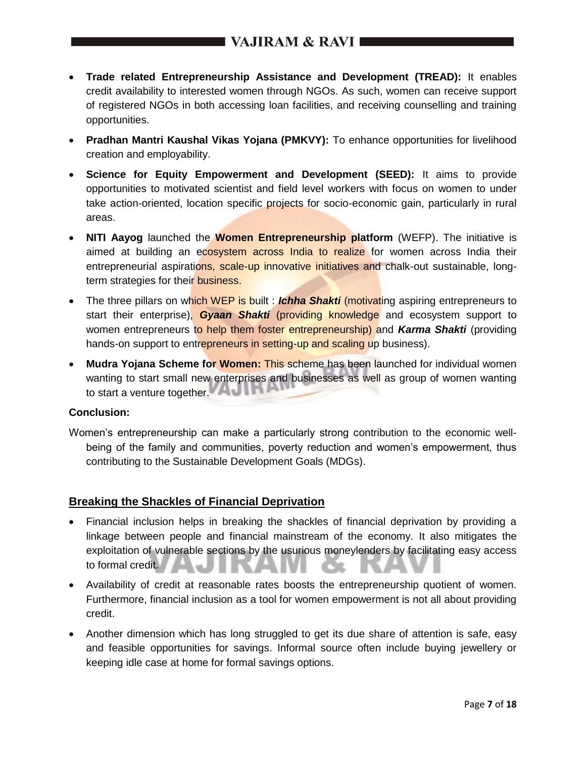- **Trade related Entrepreneurship Assistance and Development (TREAD):** It enables credit availability to interested women through NGOs. As such, women can receive support of registered NGOs in both accessing loan facilities, and receiving counselling and training opportunities.
- **Pradhan Mantri Kaushal Vikas Yojana (PMKVY):** To enhance opportunities for livelihood creation and employability.
- **Science for Equity Empowerment and Development (SEED):** It aims to provide opportunities to motivated scientist and field level workers with focus on women to under take action-oriented, location specific projects for socio-economic gain, particularly in rural areas.
- **NITI Aayog** launched the **Women Entrepreneurship platform** (WEFP). The initiative is aimed at building an ecosystem across India to realize for women across India their entrepreneurial aspirations, scale-up innovative initiatives and chalk-out sustainable, long-term strategies for their business.
- The three pillars on which WEP is built : ***Ichha Shakti*** (motivating aspiring entrepreneurs to start their enterprise), ***Gyaan Shakti*** (providing knowledge and ecosystem support to women entrepreneurs to help them foster entrepreneurship) and ***Karma Shakti*** (providing hands-on support to entrepreneurs in setting-up and scaling up business).
- **Mudra Yojana Scheme for Women:** This scheme has been launched for individual women wanting to start small new enterprises and businesses as well as group of women wanting to start a venture together.

**Conclusion:**

Women's entrepreneurship can make a particularly strong contribution to the economic well-being of the family and communities, poverty reduction and women's empowerment, thus contributing to the Sustainable Development Goals (MDGs).

## Breaking the Shackles of Financial Deprivation

- Financial inclusion helps in breaking the shackles of financial deprivation by providing a linkage between people and financial mainstream of the economy. It also mitigates the exploitation of vulnerable sections by the usurious moneylenders by facilitating easy access to formal credit.
- Availability of credit at reasonable rates boosts the entrepreneurship quotient of women. Furthermore, financial inclusion as a tool for women empowerment is not all about providing credit.
- Another dimension which has long struggled to get its due share of attention is safe, easy and feasible opportunities for savings. Informal source often include buying jewellery or keeping idle case at home for formal savings options.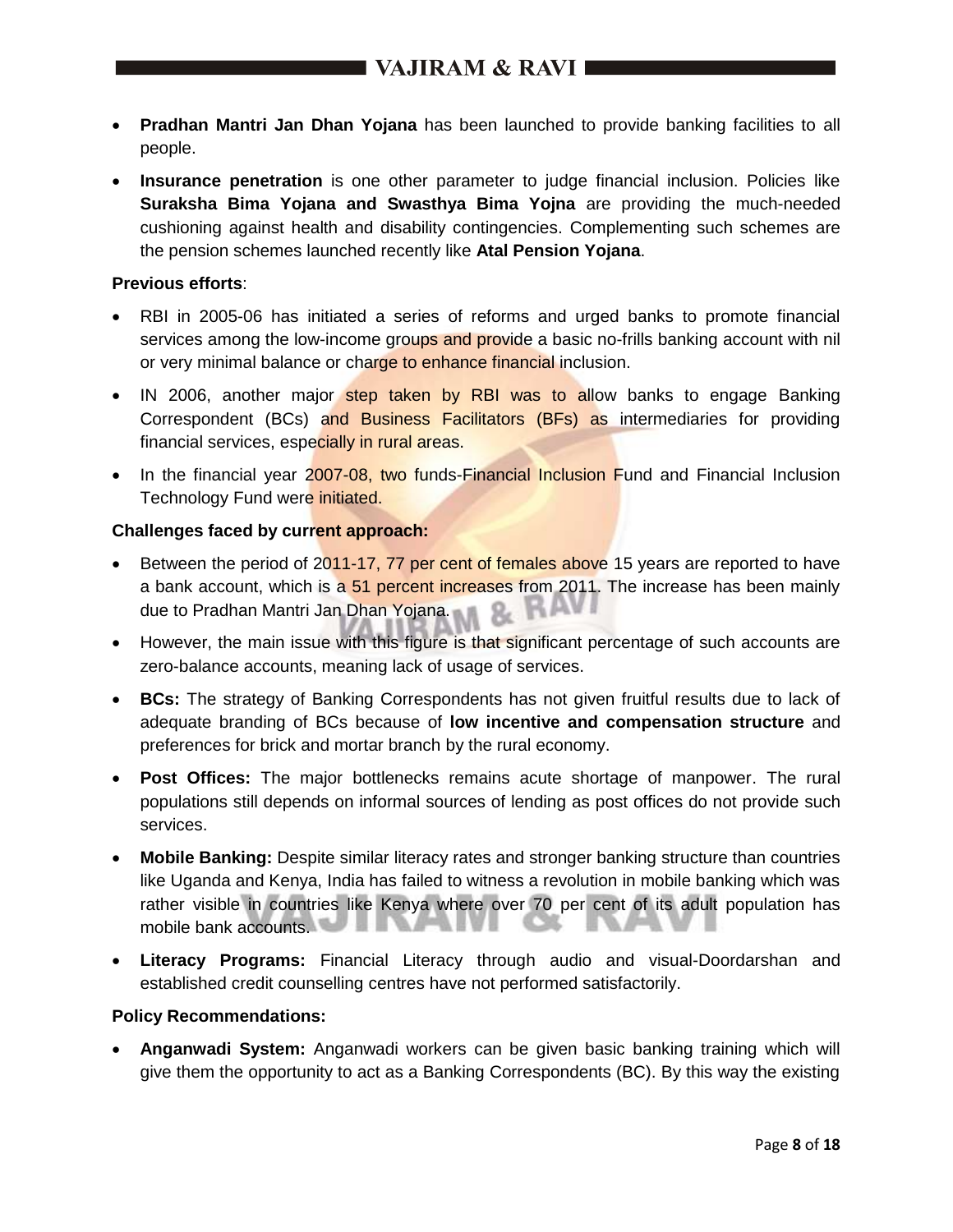- **Pradhan Mantri Jan Dhan Yojana** has been launched to provide banking facilities to all people.
- **Insurance penetration** is one other parameter to judge financial inclusion. Policies like **Suraksha Bima Yojana and Swasthya Bima Yojna** are providing the much-needed cushioning against health and disability contingencies. Complementing such schemes are the pension schemes launched recently like **Atal Pension Yojana**.

**Previous efforts**:

- RBI in 2005-06 has initiated a series of reforms and urged banks to promote financial services among the low-income groups and provide a basic no-frills banking account with nil or very minimal balance or charge to enhance financial inclusion.
- IN 2006, another major step taken by RBI was to allow banks to engage Banking Correspondent (BCs) and Business Facilitators (BFs) as intermediaries for providing financial services, especially in rural areas.
- In the financial year 2007-08, two funds-Financial Inclusion Fund and Financial Inclusion Technology Fund were initiated.

**Challenges faced by current approach:**

- Between the period of 2011-17, 77 per cent of females above 15 years are reported to have a bank account, which is a 51 percent increases from 2011. The increase has been mainly due to Pradhan Mantri Jan Dhan Yojana.
- However, the main issue with this figure is that significant percentage of such accounts are zero-balance accounts, meaning lack of usage of services.
- **BCs:** The strategy of Banking Correspondents has not given fruitful results due to lack of adequate branding of BCs because of **low incentive and compensation structure** and preferences for brick and mortar branch by the rural economy.
- **Post Offices:** The major bottlenecks remains acute shortage of manpower. The rural populations still depends on informal sources of lending as post offices do not provide such services.
- **Mobile Banking:** Despite similar literacy rates and stronger banking structure than countries like Uganda and Kenya, India has failed to witness a revolution in mobile banking which was rather visible in countries like Kenya where over 70 per cent of its adult population has mobile bank accounts.
- **Literacy Programs:** Financial Literacy through audio and visual-Doordarshan and established credit counselling centres have not performed satisfactorily.

**Policy Recommendations:**

- **Anganwadi System:** Anganwadi workers can be given basic banking training which will give them the opportunity to act as a Banking Correspondents (BC). By this way the existing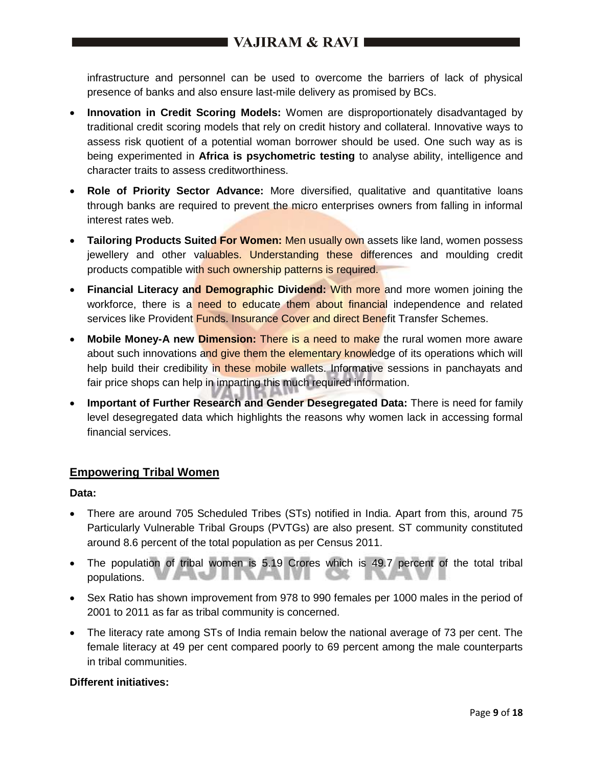infrastructure and personnel can be used to overcome the barriers of lack of physical presence of banks and also ensure last-mile delivery as promised by BCs.

- **Innovation in Credit Scoring Models:** Women are disproportionately disadvantaged by traditional credit scoring models that rely on credit history and collateral. Innovative ways to assess risk quotient of a potential woman borrower should be used. One such way as is being experimented in **Africa is psychometric testing** to analyse ability, intelligence and character traits to assess creditworthiness.
- **Role of Priority Sector Advance:** More diversified, qualitative and quantitative loans through banks are required to prevent the micro enterprises owners from falling in informal interest rates web.
- **Tailoring Products Suited For Women:** Men usually own assets like land, women possess jewellery and other valuables. Understanding these differences and moulding credit products compatible with such ownership patterns is required.
- **Financial Literacy and Demographic Dividend:** With more and more women joining the workforce, there is a need to educate them about financial independence and related services like Provident Funds. Insurance Cover and direct Benefit Transfer Schemes.
- **Mobile Money-A new Dimension:** There is a need to make the rural women more aware about such innovations and give them the elementary knowledge of its operations which will help build their credibility in these mobile wallets. Informative sessions in panchayats and fair price shops can help in imparting this much required information.
- **Important of Further Research and Gender Desegregated Data:** There is need for family level desegregated data which highlights the reasons why women lack in accessing formal financial services.

## Empowering Tribal Women

**Data:**

- There are around 705 Scheduled Tribes (STs) notified in India. Apart from this, around 75 Particularly Vulnerable Tribal Groups (PVTGs) are also present. ST community constituted around 8.6 percent of the total population as per Census 2011.
- The population of tribal women is 5.19 Crores which is 49.7 percent of the total tribal populations.
- Sex Ratio has shown improvement from 978 to 990 females per 1000 males in the period of 2001 to 2011 as far as tribal community is concerned.
- The literacy rate among STs of India remain below the national average of 73 per cent. The female literacy at 49 per cent compared poorly to 69 percent among the male counterparts in tribal communities.

**Different initiatives:**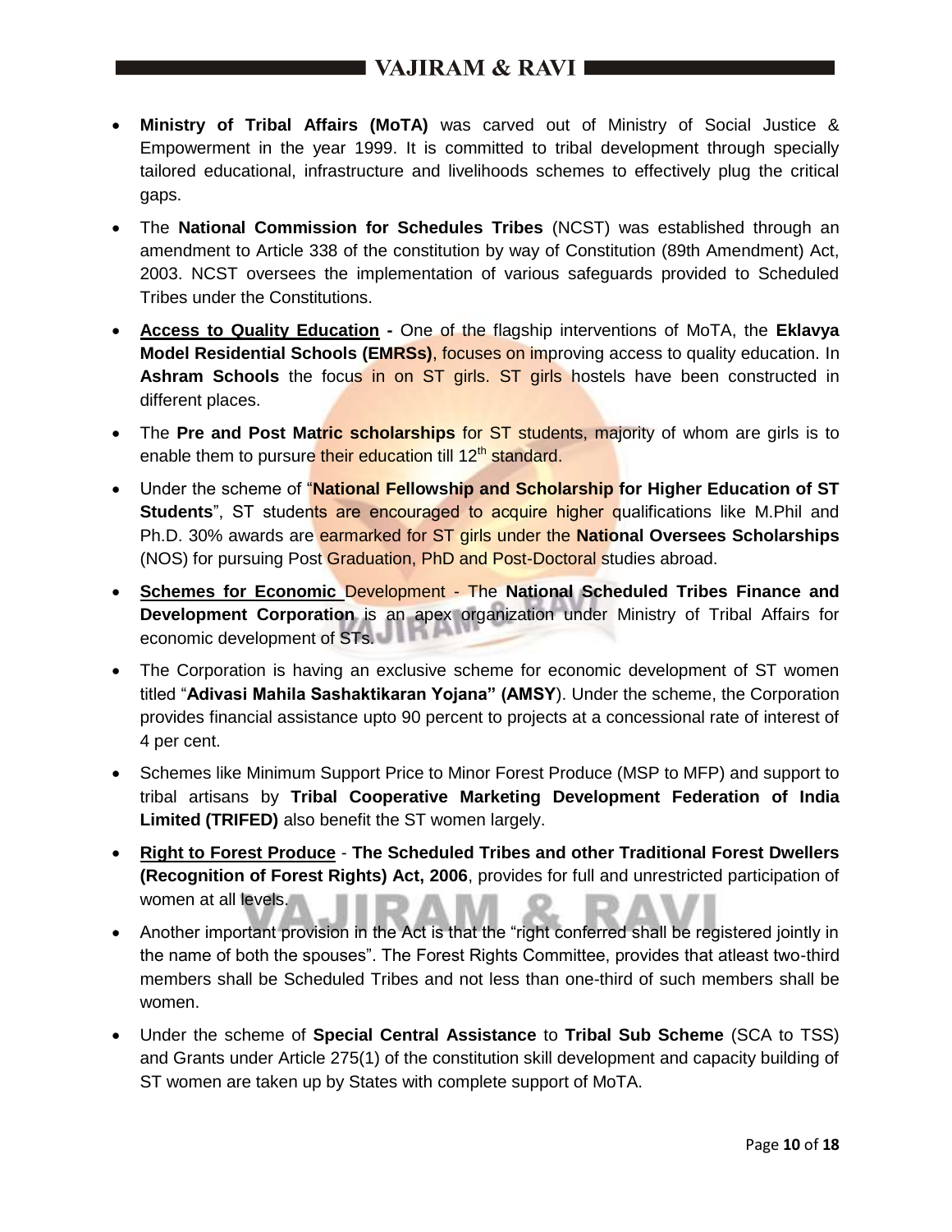- **Ministry of Tribal Affairs (MoTA)** was carved out of Ministry of Social Justice & Empowerment in the year 1999. It is committed to tribal development through specially tailored educational, infrastructure and livelihoods schemes to effectively plug the critical gaps.
- The **National Commission for Schedules Tribes** (NCST) was established through an amendment to Article 338 of the constitution by way of Constitution (89th Amendment) Act, 2003. NCST oversees the implementation of various safeguards provided to Scheduled Tribes under the Constitutions.
- **Access to Quality Education -** One of the flagship interventions of MoTA, the **Eklavya Model Residential Schools (EMRSs)**, focuses on improving access to quality education. In **Ashram Schools** the focus in on ST girls. ST girls hostels have been constructed in different places.
- The **Pre and Post Matric scholarships** for ST students, majority of whom are girls is to enable them to pursure their education till 12th standard.
- Under the scheme of "**National Fellowship and Scholarship for Higher Education of ST Students**", ST students are encouraged to acquire higher qualifications like M.Phil and Ph.D. 30% awards are earmarked for ST girls under the **National Oversees Scholarships** (NOS) for pursuing Post Graduation, PhD and Post-Doctoral studies abroad.
- **Schemes for Economic** Development - The **National Scheduled Tribes Finance and Development Corporation** is an apex organization under Ministry of Tribal Affairs for economic development of STs.
- The Corporation is having an exclusive scheme for economic development of ST women titled "**Adivasi Mahila Sashaktikaran Yojana" (AMSY**). Under the scheme, the Corporation provides financial assistance upto 90 percent to projects at a concessional rate of interest of 4 per cent.
- Schemes like Minimum Support Price to Minor Forest Produce (MSP to MFP) and support to tribal artisans by **Tribal Cooperative Marketing Development Federation of India Limited (TRIFED)** also benefit the ST women largely.
- **Right to Forest Produce** - **The Scheduled Tribes and other Traditional Forest Dwellers (Recognition of Forest Rights) Act, 2006**, provides for full and unrestricted participation of women at all levels.
- Another important provision in the Act is that the "right conferred shall be registered jointly in the name of both the spouses". The Forest Rights Committee, provides that atleast two-third members shall be Scheduled Tribes and not less than one-third of such members shall be women.
- Under the scheme of **Special Central Assistance** to **Tribal Sub Scheme** (SCA to TSS) and Grants under Article 275(1) of the constitution skill development and capacity building of ST women are taken up by States with complete support of MoTA.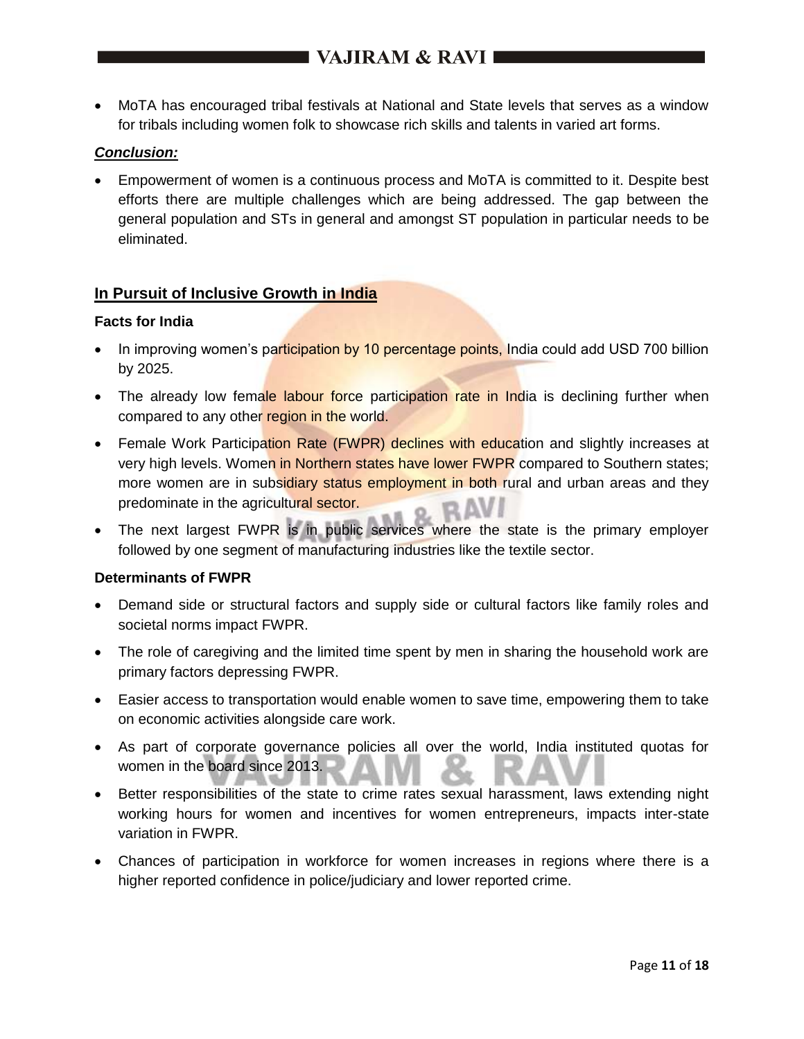- MoTA has encouraged tribal festivals at National and State levels that serves as a window for tribals including women folk to showcase rich skills and talents in varied art forms.

***Conclusion:***

- Empowerment of women is a continuous process and MoTA is committed to it. Despite best efforts there are multiple challenges which are being addressed. The gap between the general population and STs in general and amongst ST population in particular needs to be eliminated.

## In Pursuit of Inclusive Growth in India

**Facts for India**

- In improving women's participation by 10 percentage points, India could add USD 700 billion by 2025.
- The already low female labour force participation rate in India is declining further when compared to any other region in the world.
- Female Work Participation Rate (FWPR) declines with education and slightly increases at very high levels. Women in Northern states have lower FWPR compared to Southern states; more women are in subsidiary status employment in both rural and urban areas and they predominate in the agricultural sector.
- The next largest FWPR is in public services where the state is the primary employer followed by one segment of manufacturing industries like the textile sector.

**Determinants of FWPR**

- Demand side or structural factors and supply side or cultural factors like family roles and societal norms impact FWPR.
- The role of caregiving and the limited time spent by men in sharing the household work are primary factors depressing FWPR.
- Easier access to transportation would enable women to save time, empowering them to take on economic activities alongside care work.
- As part of corporate governance policies all over the world, India instituted quotas for women in the board since 2013.
- Better responsibilities of the state to crime rates sexual harassment, laws extending night working hours for women and incentives for women entrepreneurs, impacts inter-state variation in FWPR.
- Chances of participation in workforce for women increases in regions where there is a higher reported confidence in police/judiciary and lower reported crime.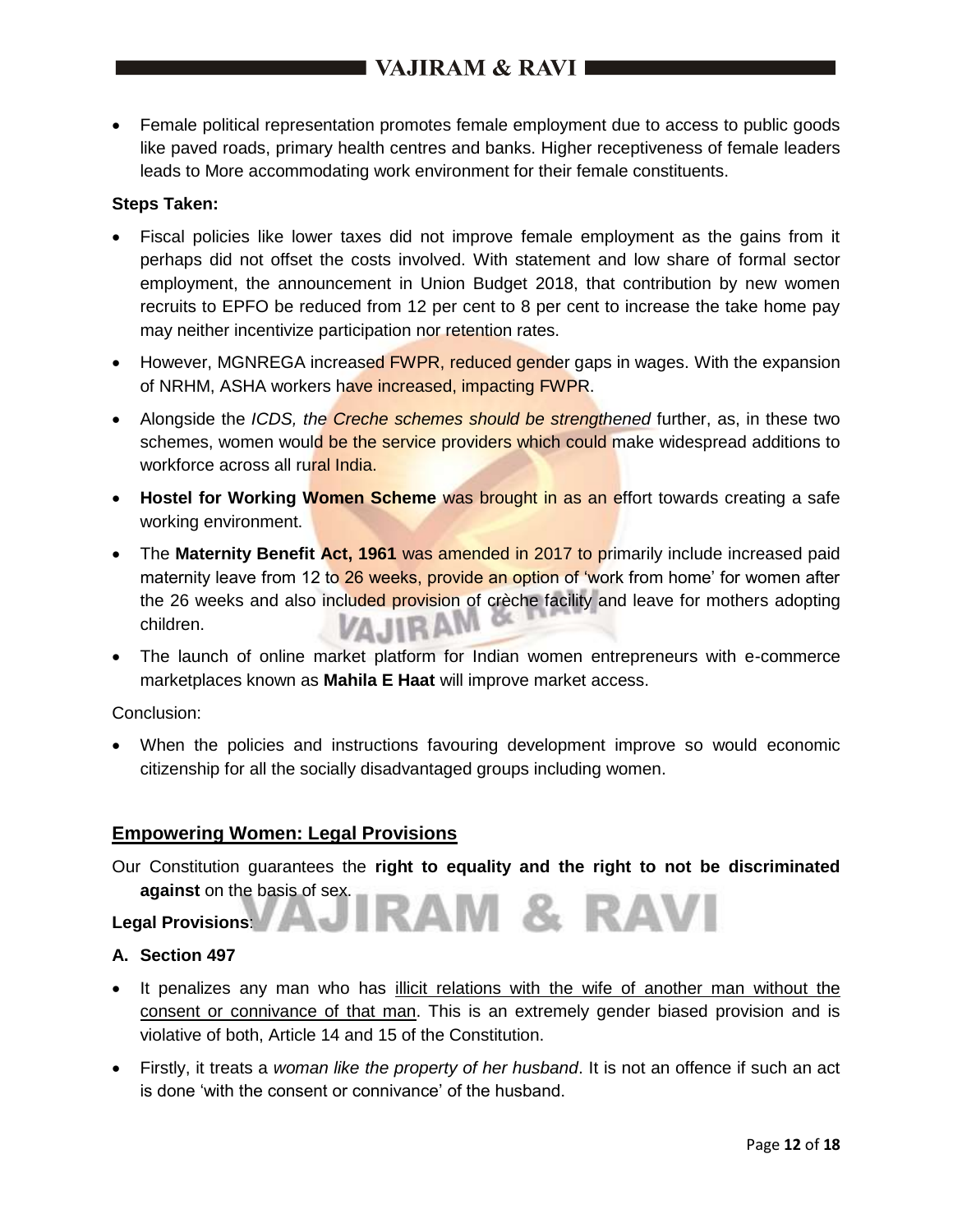- Female political representation promotes female employment due to access to public goods like paved roads, primary health centres and banks. Higher receptiveness of female leaders leads to More accommodating work environment for their female constituents.

**Steps Taken:**

- Fiscal policies like lower taxes did not improve female employment as the gains from it perhaps did not offset the costs involved. With statement and low share of formal sector employment, the announcement in Union Budget 2018, that contribution by new women recruits to EPFO be reduced from 12 per cent to 8 per cent to increase the take home pay may neither incentivize participation nor retention rates.
- However, MGNREGA increased FWPR, reduced gender gaps in wages. With the expansion of NRHM, ASHA workers have increased, impacting FWPR.
- Alongside the *ICDS, the Creche schemes should be strengthened* further, as, in these two schemes, women would be the service providers which could make widespread additions to workforce across all rural India.
- **Hostel for Working Women Scheme** was brought in as an effort towards creating a safe working environment.
- The **Maternity Benefit Act, 1961** was amended in 2017 to primarily include increased paid maternity leave from 12 to 26 weeks, provide an option of 'work from home' for women after the 26 weeks and also included provision of crèche facility and leave for mothers adopting children.
- The launch of online market platform for Indian women entrepreneurs with e-commerce marketplaces known as **Mahila E Haat** will improve market access.

Conclusion:

- When the policies and instructions favouring development improve so would economic citizenship for all the socially disadvantaged groups including women.

## Empowering Women: Legal Provisions

Our Constitution guarantees the **right to equality and the right to not be discriminated against** on the basis of sex.

**Legal Provisions**:

**A. Section 497**

- It penalizes any man who has illicit relations with the wife of another man without the consent or connivance of that man. This is an extremely gender biased provision and is violative of both, Article 14 and 15 of the Constitution.
- Firstly, it treats a *woman like the property of her husband*. It is not an offence if such an act is done 'with the consent or connivance' of the husband.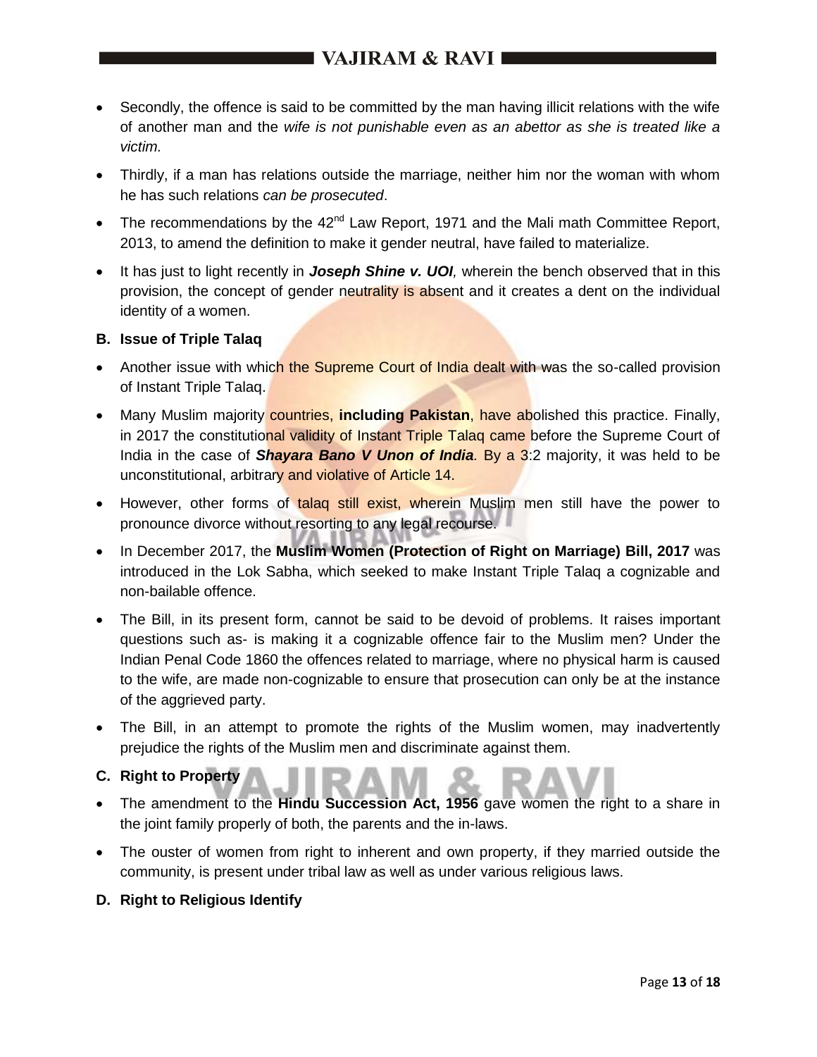- Secondly, the offence is said to be committed by the man having illicit relations with the wife of another man and the *wife is not punishable even as an abettor as she is treated like a victim.*
- Thirdly, if a man has relations outside the marriage, neither him nor the woman with whom he has such relations *can be prosecuted*.
- The recommendations by the 42nd Law Report, 1971 and the Mali math Committee Report, 2013, to amend the definition to make it gender neutral, have failed to materialize.
- It has just to light recently in ***Joseph Shine v. UOI****,* wherein the bench observed that in this provision, the concept of gender neutrality is absent and it creates a dent on the individual identity of a women.

**B. Issue of Triple Talaq**

- Another issue with which the Supreme Court of India dealt with was the so-called provision of Instant Triple Talaq.
- Many Muslim majority countries, **including Pakistan**, have abolished this practice. Finally, in 2017 the constitutional validity of Instant Triple Talaq came before the Supreme Court of India in the case of ***Shayara Bano V Unon of India****.* By a 3:2 majority, it was held to be unconstitutional, arbitrary and violative of Article 14.
- However, other forms of talaq still exist, wherein Muslim men still have the power to pronounce divorce without resorting to any legal recourse.
- In December 2017, the **Muslim Women (Protection of Right on Marriage) Bill, 2017** was introduced in the Lok Sabha, which seeked to make Instant Triple Talaq a cognizable and non-bailable offence.
- The Bill, in its present form, cannot be said to be devoid of problems. It raises important questions such as- is making it a cognizable offence fair to the Muslim men? Under the Indian Penal Code 1860 the offences related to marriage, where no physical harm is caused to the wife, are made non-cognizable to ensure that prosecution can only be at the instance of the aggrieved party.
- The Bill, in an attempt to promote the rights of the Muslim women, may inadvertently prejudice the rights of the Muslim men and discriminate against them.

**C. Right to Property**

- The amendment to the **Hindu Succession Act, 1956** gave women the right to a share in the joint family properly of both, the parents and the in-laws.
- The ouster of women from right to inherent and own property, if they married outside the community, is present under tribal law as well as under various religious laws.

**D. Right to Religious Identify**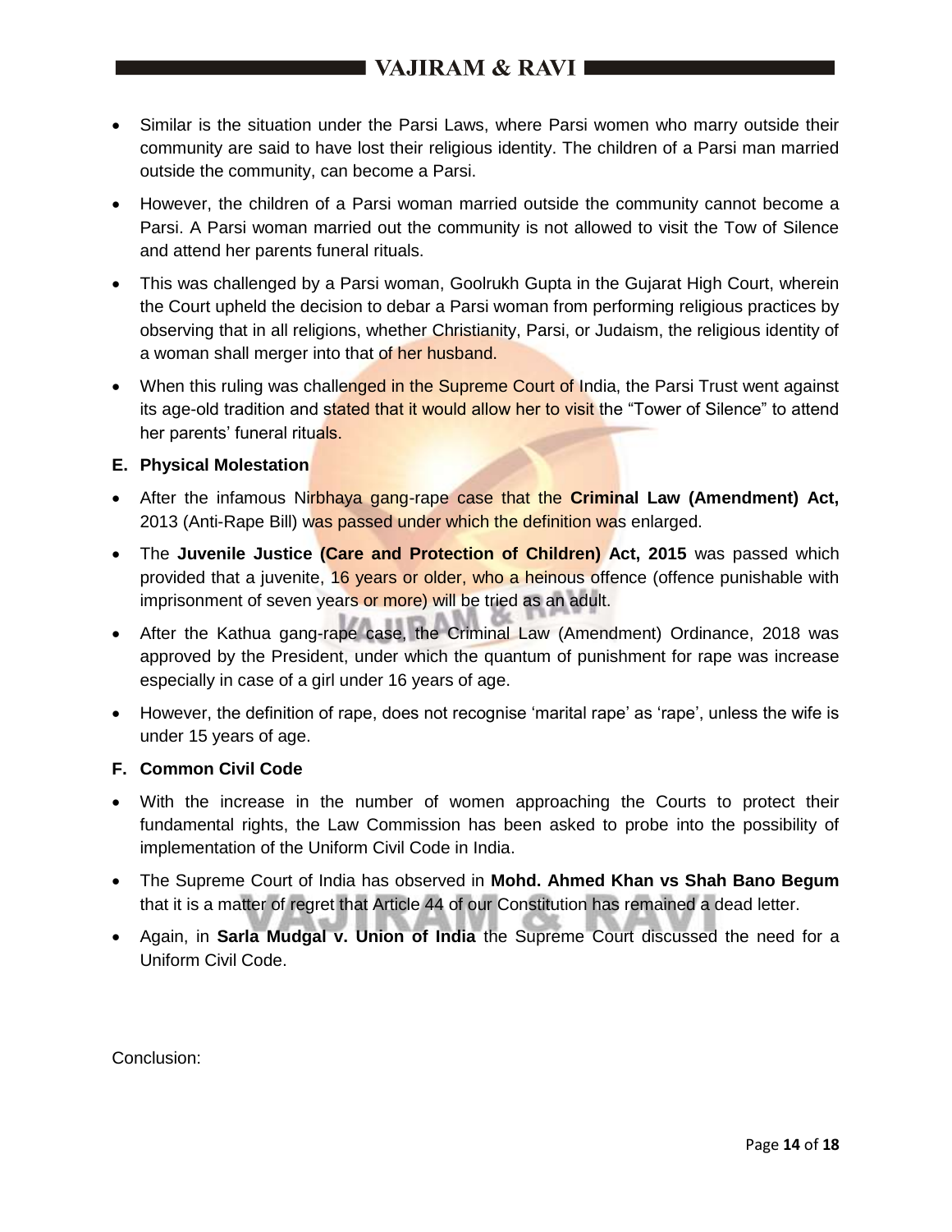- Similar is the situation under the Parsi Laws, where Parsi women who marry outside their community are said to have lost their religious identity. The children of a Parsi man married outside the community, can become a Parsi.
- However, the children of a Parsi woman married outside the community cannot become a Parsi. A Parsi woman married out the community is not allowed to visit the Tow of Silence and attend her parents funeral rituals.
- This was challenged by a Parsi woman, Goolrukh Gupta in the Gujarat High Court, wherein the Court upheld the decision to debar a Parsi woman from performing religious practices by observing that in all religions, whether Christianity, Parsi, or Judaism, the religious identity of a woman shall merger into that of her husband.
- When this ruling was challenged in the Supreme Court of India, the Parsi Trust went against its age-old tradition and stated that it would allow her to visit the "Tower of Silence" to attend her parents' funeral rituals.

**E. Physical Molestation**

- After the infamous Nirbhaya gang-rape case that the **Criminal Law (Amendment) Act,** 2013 (Anti-Rape Bill) was passed under which the definition was enlarged.
- The **Juvenile Justice (Care and Protection of Children) Act, 2015** was passed which provided that a juvenite, 16 years or older, who a heinous offence (offence punishable with imprisonment of seven years or more) will be tried as an adult.
- After the Kathua gang-rape case, the Criminal Law (Amendment) Ordinance, 2018 was approved by the President, under which the quantum of punishment for rape was increase especially in case of a girl under 16 years of age.
- However, the definition of rape, does not recognise 'marital rape' as 'rape', unless the wife is under 15 years of age.

**F. Common Civil Code**

- With the increase in the number of women approaching the Courts to protect their fundamental rights, the Law Commission has been asked to probe into the possibility of implementation of the Uniform Civil Code in India.
- The Supreme Court of India has observed in **Mohd. Ahmed Khan vs Shah Bano Begum** that it is a matter of regret that Article 44 of our Constitution has remained a dead letter.
- Again, in **Sarla Mudgal v. Union of India** the Supreme Court discussed the need for a Uniform Civil Code.

Conclusion: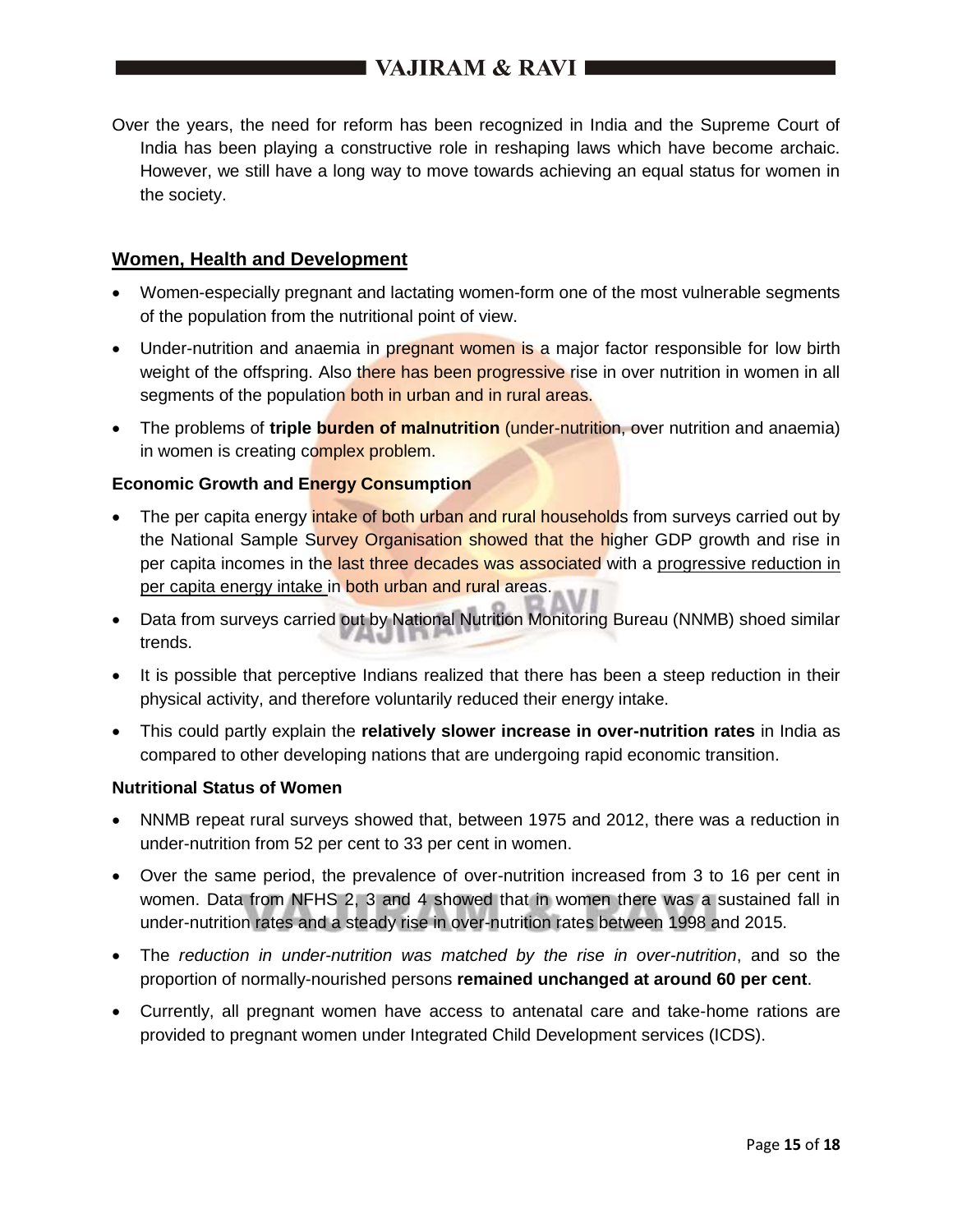Over the years, the need for reform has been recognized in India and the Supreme Court of India has been playing a constructive role in reshaping laws which have become archaic. However, we still have a long way to move towards achieving an equal status for women in the society.

## Women, Health and Development

- Women-especially pregnant and lactating women-form one of the most vulnerable segments of the population from the nutritional point of view.
- Under-nutrition and anaemia in pregnant women is a major factor responsible for low birth weight of the offspring. Also there has been progressive rise in over nutrition in women in all segments of the population both in urban and in rural areas.
- The problems of **triple burden of malnutrition** (under-nutrition, over nutrition and anaemia) in women is creating complex problem.

### Economic Growth and Energy Consumption

- The per capita energy intake of both urban and rural households from surveys carried out by the National Sample Survey Organisation showed that the higher GDP growth and rise in per capita incomes in the last three decades was associated with a progressive reduction in per capita energy intake in both urban and rural areas.
- Data from surveys carried out by National Nutrition Monitoring Bureau (NNMB) shoed similar trends.
- It is possible that perceptive Indians realized that there has been a steep reduction in their physical activity, and therefore voluntarily reduced their energy intake.
- This could partly explain the **relatively slower increase in over-nutrition rates** in India as compared to other developing nations that are undergoing rapid economic transition.

### Nutritional Status of Women

- NNMB repeat rural surveys showed that, between 1975 and 2012, there was a reduction in under-nutrition from 52 per cent to 33 per cent in women.
- Over the same period, the prevalence of over-nutrition increased from 3 to 16 per cent in women. Data from NFHS 2, 3 and 4 showed that in women there was a sustained fall in under-nutrition rates and a steady rise in over-nutrition rates between 1998 and 2015.
- The *reduction in under-nutrition was matched by the rise in over-nutrition*, and so the proportion of normally-nourished persons **remained unchanged at around 60 per cent**.
- Currently, all pregnant women have access to antenatal care and take-home rations are provided to pregnant women under Integrated Child Development services (ICDS).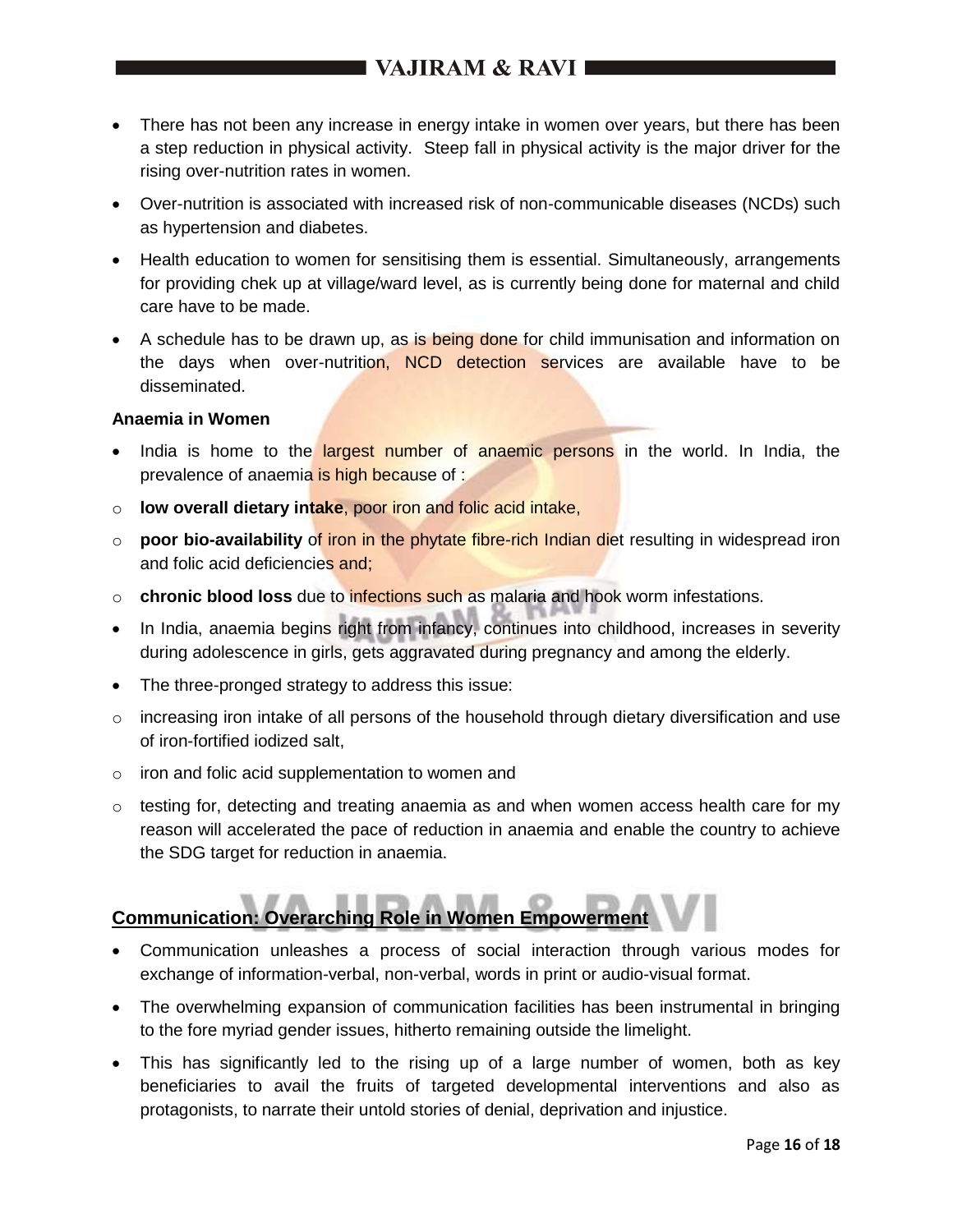- There has not been any increase in energy intake in women over years, but there has been a step reduction in physical activity. Steep fall in physical activity is the major driver for the rising over-nutrition rates in women.
- Over-nutrition is associated with increased risk of non-communicable diseases (NCDs) such as hypertension and diabetes.
- Health education to women for sensitising them is essential. Simultaneously, arrangements for providing chek up at village/ward level, as is currently being done for maternal and child care have to be made.
- A schedule has to be drawn up, as is being done for child immunisation and information on the days when over-nutrition, NCD detection services are available have to be disseminated.

**Anaemia in Women**

- India is home to the largest number of anaemic persons in the world. In India, the prevalence of anaemia is high because of :
    - **low overall dietary intake**, poor iron and folic acid intake,
    - **poor bio-availability** of iron in the phytate fibre-rich Indian diet resulting in widespread iron and folic acid deficiencies and;
    - **chronic blood loss** due to infections such as malaria and hook worm infestations.
- In India, anaemia begins right from infancy, continues into childhood, increases in severity during adolescence in girls, gets aggravated during pregnancy and among the elderly.
- The three-pronged strategy to address this issue:
    - increasing iron intake of all persons of the household through dietary diversification and use of iron-fortified iodized salt,
    - iron and folic acid supplementation to women and
    - testing for, detecting and treating anaemia as and when women access health care for my reason will accelerated the pace of reduction in anaemia and enable the country to achieve the SDG target for reduction in anaemia.

## Communication: Overarching Role in Women Empowerment

- Communication unleashes a process of social interaction through various modes for exchange of information-verbal, non-verbal, words in print or audio-visual format.
- The overwhelming expansion of communication facilities has been instrumental in bringing to the fore myriad gender issues, hitherto remaining outside the limelight.
- This has significantly led to the rising up of a large number of women, both as key beneficiaries to avail the fruits of targeted developmental interventions and also as protagonists, to narrate their untold stories of denial, deprivation and injustice.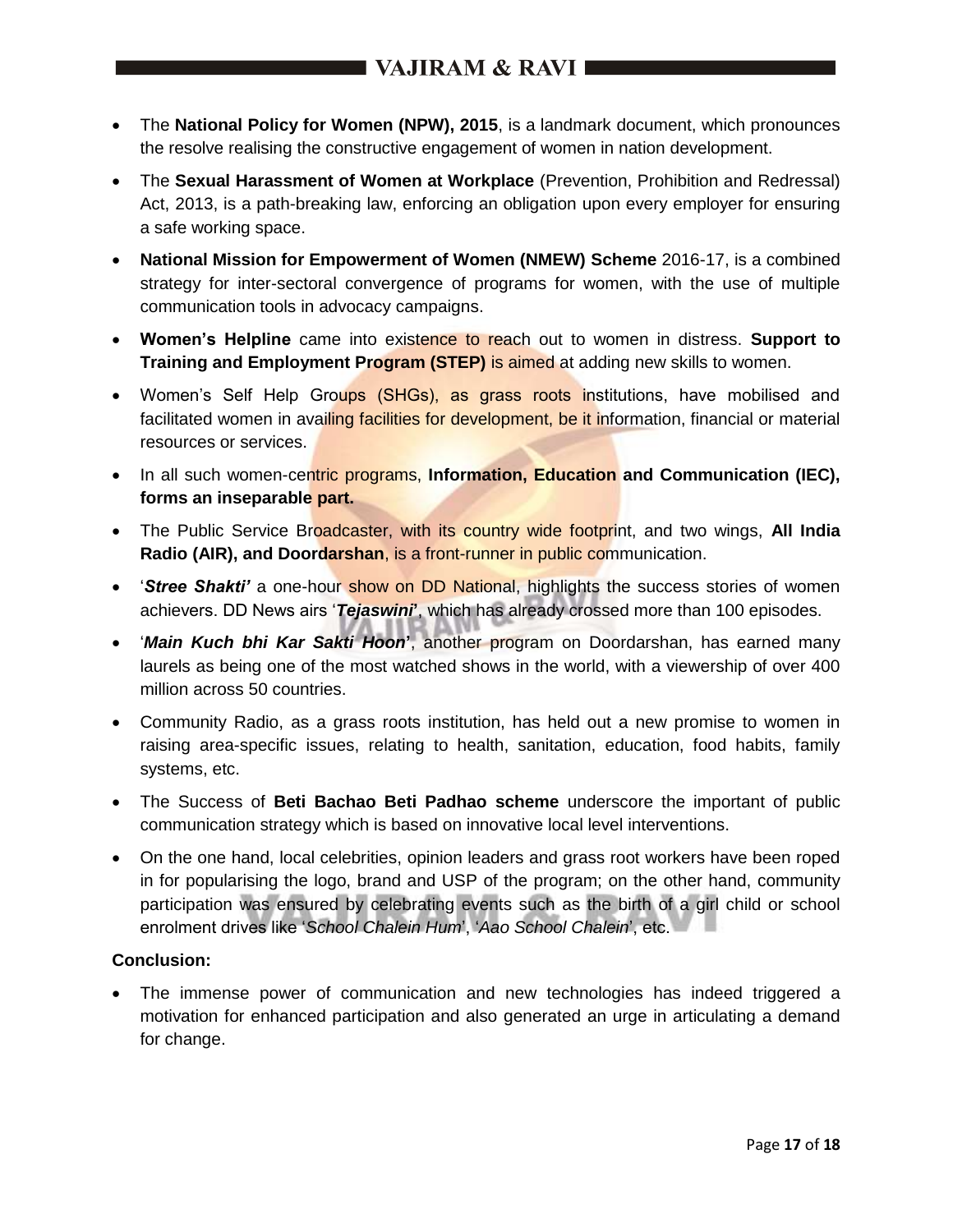- The **National Policy for Women (NPW), 2015**, is a landmark document, which pronounces the resolve realising the constructive engagement of women in nation development.
- The **Sexual Harassment of Women at Workplace** (Prevention, Prohibition and Redressal) Act, 2013, is a path-breaking law, enforcing an obligation upon every employer for ensuring a safe working space.
- **National Mission for Empowerment of Women (NMEW) Scheme** 2016-17, is a combined strategy for inter-sectoral convergence of programs for women, with the use of multiple communication tools in advocacy campaigns.
- **Women's Helpline** came into existence to reach out to women in distress. **Support to Training and Employment Program (STEP)** is aimed at adding new skills to women.
- Women's Self Help Groups (SHGs), as grass roots institutions, have mobilised and facilitated women in availing facilities for development, be it information, financial or material resources or services.
- In all such women-centric programs, **Information, Education and Communication (IEC), forms an inseparable part.**
- The Public Service Broadcaster, with its country wide footprint, and two wings, **All India Radio (AIR), and Doordarshan**, is a front-runner in public communication.
- '***Stree Shakti'*** a one-hour show on DD National, highlights the success stories of women achievers. DD News airs '***Tejaswini***', which has already crossed more than 100 episodes.
- '***Main Kuch bhi Kar Sakti Hoon***', another program on Doordarshan, has earned many laurels as being one of the most watched shows in the world, with a viewership of over 400 million across 50 countries.
- Community Radio, as a grass roots institution, has held out a new promise to women in raising area-specific issues, relating to health, sanitation, education, food habits, family systems, etc.
- The Success of **Beti Bachao Beti Padhao scheme** underscore the important of public communication strategy which is based on innovative local level interventions.
- On the one hand, local celebrities, opinion leaders and grass root workers have been roped in for popularising the logo, brand and USP of the program; on the other hand, community participation was ensured by celebrating events such as the birth of a girl child or school enrolment drives like '*School Chalein Hum*', '*Aao School Chalein*', etc.

**Conclusion:**

- The immense power of communication and new technologies has indeed triggered a motivation for enhanced participation and also generated an urge in articulating a demand for change.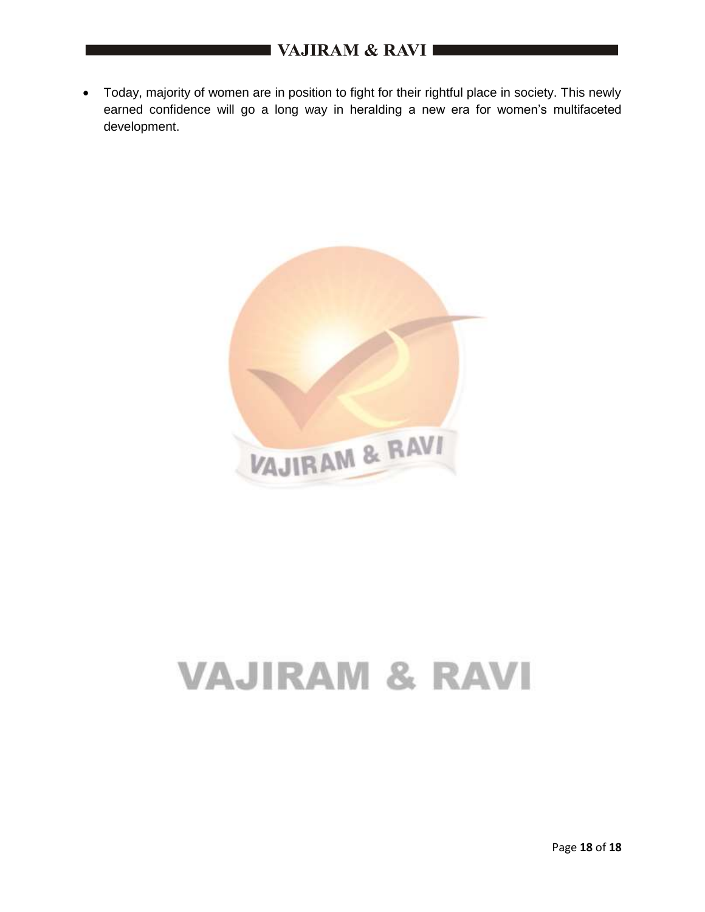- Today, majority of women are in position to fight for their rightful place in society. This newly earned confidence will go a long way in heralding a new era for women's multifaceted development.